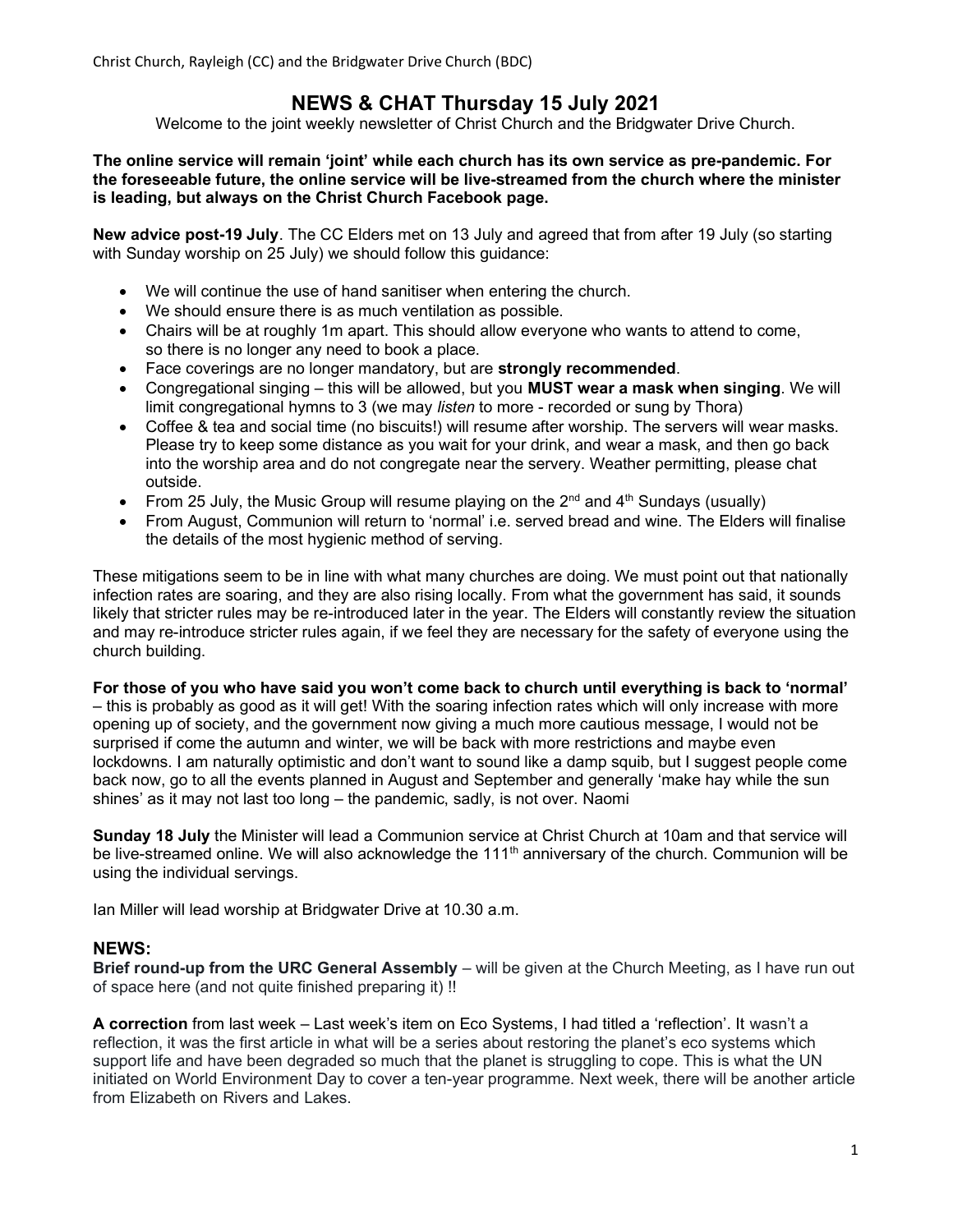Christ Church, Rayleigh (CC) and the Bridgwater Drive Church (BDC)

# NEWS & CHAT Thursday 15 July 2021

Welcome to the joint weekly newsletter of Christ Church and the Bridgwater Drive Church.

**The online service will remain 'joint' while each church has its own service as pre-pandemic. For the foreseeable future, the online service will be live-streamed from the church where the minister is leading, but always on the Christ Church Facebook page.**

**New advice post-19 July**. The CC Elders met on 13 July and agreed that from after 19 July (so starting with Sunday worship on 25 July) we should follow this guidance:

- We will continue the use of hand sanitiser when entering the church.
- We should ensure there is as much ventilation as possible.
- Chairs will be at roughly 1m apart. This should allow everyone who wants to attend to come, so there is no longer any need to book a place.
- Face coverings are no longer mandatory, but are **strongly recommended**.
- Congregational singing – this will be allowed, but you **MUST wear a mask when singing**. We will limit congregational hymns to 3 (we may *listen* to more - recorded or sung by Thora)
- Coffee & tea and social time (no biscuits!) will resume after worship. The servers will wear masks. Please try to keep some distance as you wait for your drink, and wear a mask, and then go back into the worship area and do not congregate near the servery. Weather permitting, please chat outside.
- From 25 July, the Music Group will resume playing on the 2nd and 4th Sundays (usually)
- From August, Communion will return to 'normal' i.e. served bread and wine. The Elders will finalise the details of the most hygienic method of serving.

These mitigations seem to be in line with what many churches are doing. We must point out that nationally infection rates are soaring, and they are also rising locally. From what the government has said, it sounds likely that stricter rules may be re-introduced later in the year. The Elders will constantly review the situation and may re-introduce stricter rules again, if we feel they are necessary for the safety of everyone using the church building.

**For those of you who have said you won't come back to church until everything is back to 'normal'** – this is probably as good as it will get! With the soaring infection rates which will only increase with more opening up of society, and the government now giving a much more cautious message, I would not be surprised if come the autumn and winter, we will be back with more restrictions and maybe even lockdowns. I am naturally optimistic and don't want to sound like a damp squib, but I suggest people come back now, go to all the events planned in August and September and generally 'make hay while the sun shines' as it may not last too long – the pandemic, sadly, is not over. Naomi

**Sunday 18 July** the Minister will lead a Communion service at Christ Church at 10am and that service will be live-streamed online. We will also acknowledge the 111th anniversary of the church. Communion will be using the individual servings.

Ian Miller will lead worship at Bridgwater Drive at 10.30 a.m.

## NEWS:

**Brief round-up from the URC General Assembly** – will be given at the Church Meeting, as I have run out of space here (and not quite finished preparing it) !!

**A correction** from last week – Last week's item on Eco Systems, I had titled a 'reflection'. It wasn't a reflection, it was the first article in what will be a series about restoring the planet's eco systems which support life and have been degraded so much that the planet is struggling to cope. This is what the UN initiated on World Environment Day to cover a ten-year programme. Next week, there will be another article from Elizabeth on Rivers and Lakes.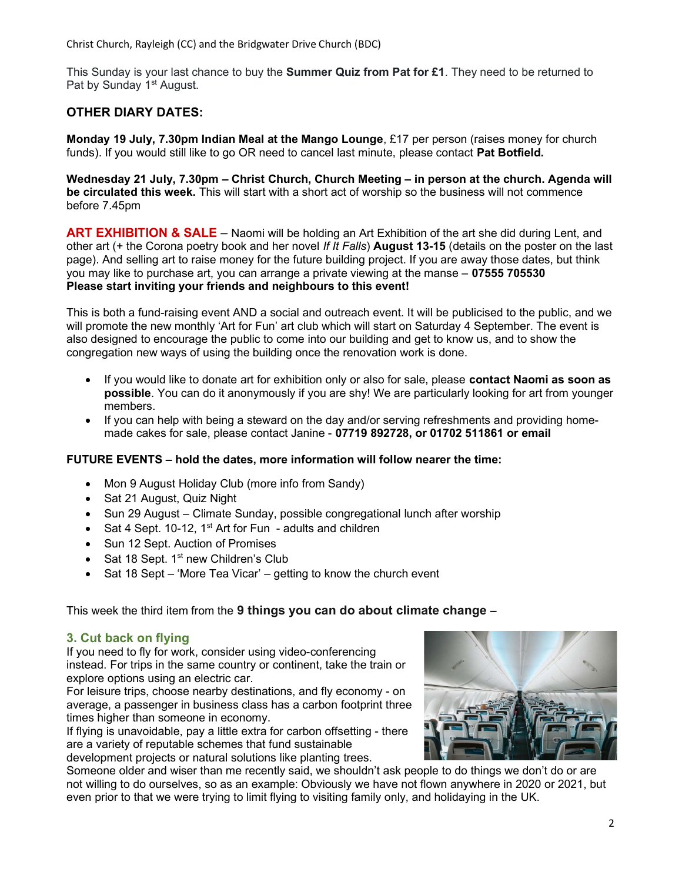This Sunday is your last chance to buy the **Summer Quiz from Pat for £1**. They need to be returned to Pat by Sunday 1st August.

## OTHER DIARY DATES:

**Monday 19 July, 7.30pm Indian Meal at the Mango Lounge**, £17 per person (raises money for church funds). If you would still like to go OR need to cancel last minute, please contact **Pat Botfield.**

**Wednesday 21 July, 7.30pm – Christ Church, Church Meeting – in person at the church. Agenda will be circulated this week.** This will start with a short act of worship so the business will not commence before 7.45pm

**ART EXHIBITION & SALE** – Naomi will be holding an Art Exhibition of the art she did during Lent, and other art (+ the Corona poetry book and her novel *If It Falls*) **August 13-15** (details on the poster on the last page). And selling art to raise money for the future building project. If you are away those dates, but think you may like to purchase art, you can arrange a private viewing at the manse – **07555 705530**
**Please start inviting your friends and neighbours to this event!**

This is both a fund-raising event AND a social and outreach event. It will be publicised to the public, and we will promote the new monthly 'Art for Fun' art club which will start on Saturday 4 September. The event is also designed to encourage the public to come into our building and get to know us, and to show the congregation new ways of using the building once the renovation work is done.

- If you would like to donate art for exhibition only or also for sale, please **contact Naomi as soon as possible**. You can do it anonymously if you are shy! We are particularly looking for art from younger members.
- If you can help with being a steward on the day and/or serving refreshments and providing home-made cakes for sale, please contact Janine - **07719 892728, or 01702 511861 or email**

**FUTURE EVENTS – hold the dates, more information will follow nearer the time:**

- Mon 9 August Holiday Club (more info from Sandy)
- Sat 21 August, Quiz Night
- Sun 29 August – Climate Sunday, possible congregational lunch after worship
- Sat 4 Sept. 10-12, 1st Art for Fun - adults and children
- Sun 12 Sept. Auction of Promises
- Sat 18 Sept. 1st new Children's Club
- Sat 18 Sept – 'More Tea Vicar' – getting to know the church event

This week the third item from the **9 things you can do about climate change –**

### 3. Cut back on flying

If you need to fly for work, consider using video-conferencing instead. For trips in the same country or continent, take the train or explore options using an electric car.
For leisure trips, choose nearby destinations, and fly economy - on average, a passenger in business class has a carbon footprint three times higher than someone in economy.
If flying is unavoidable, pay a little extra for carbon offsetting - there are a variety of reputable schemes that fund sustainable development projects or natural solutions like planting trees.
Someone older and wiser than me recently said, we shouldn't ask people to do things we don't do or are not willing to do ourselves, so as an example: Obviously we have not flown anywhere in 2020 or 2021, but even prior to that we were trying to limit flying to visiting family only, and holidaying in the UK.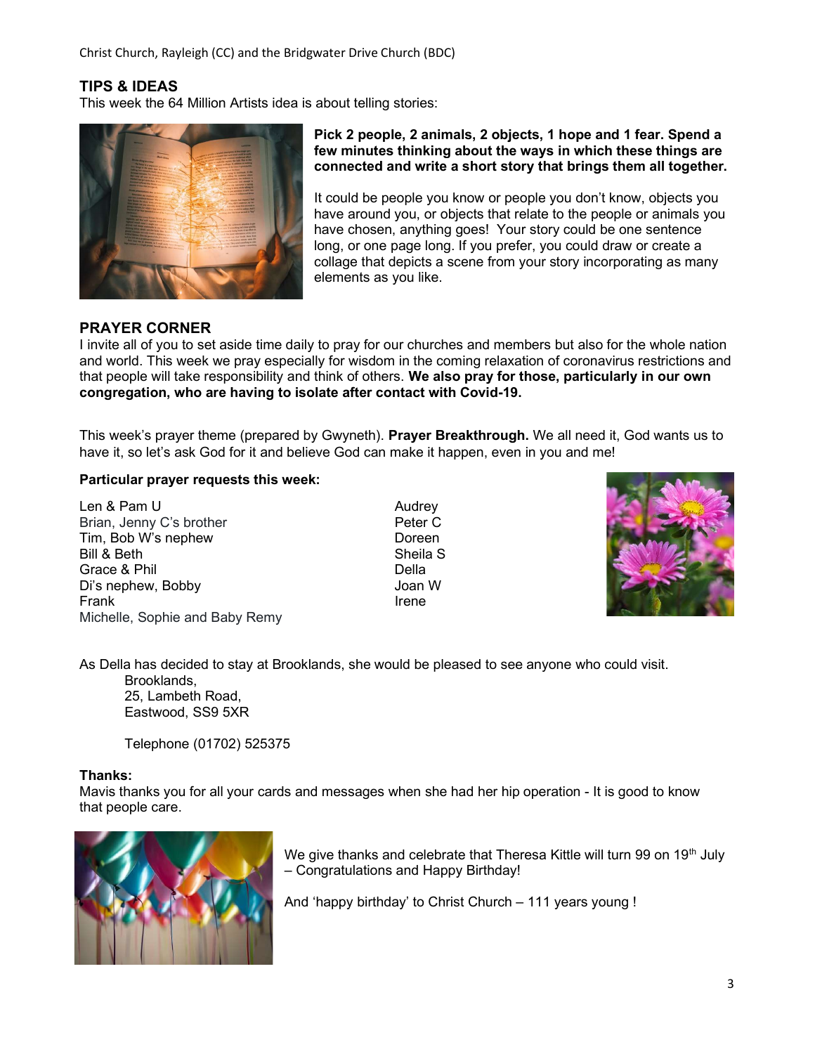## TIPS & IDEAS

This week the 64 Million Artists idea is about telling stories:

**Pick 2 people, 2 animals, 2 objects, 1 hope and 1 fear. Spend a few minutes thinking about the ways in which these things are connected and write a short story that brings them all together.**

It could be people you know or people you don't know, objects you have around you, or objects that relate to the people or animals you have chosen, anything goes! Your story could be one sentence long, or one page long. If you prefer, you could draw or create a collage that depicts a scene from your story incorporating as many elements as you like.

## PRAYER CORNER

I invite all of you to set aside time daily to pray for our churches and members but also for the whole nation and world. This week we pray especially for wisdom in the coming relaxation of coronavirus restrictions and that people will take responsibility and think of others. **We also pray for those, particularly in our own congregation, who are having to isolate after contact with Covid-19.**

This week's prayer theme (prepared by Gwyneth). **Prayer Breakthrough.** We all need it, God wants us to have it, so let's ask God for it and believe God can make it happen, even in you and me!

**Particular prayer requests this week:**

Len & Pam U
Brian, Jenny C's brother
Tim, Bob W's nephew
Bill & Beth
Grace & Phil
Di's nephew, Bobby
Frank
Michelle, Sophie and Baby Remy

Audrey
Peter C
Doreen
Sheila S
Della
Joan W
Irene

As Della has decided to stay at Brooklands, she would be pleased to see anyone who could visit.

Brooklands,
25, Lambeth Road,
Eastwood, SS9 5XR

Telephone (01702) 525375

**Thanks:**

Mavis thanks you for all your cards and messages when she had her hip operation - It is good to know that people care.

We give thanks and celebrate that Theresa Kittle will turn 99 on 19th July – Congratulations and Happy Birthday!

And 'happy birthday' to Christ Church – 111 years young !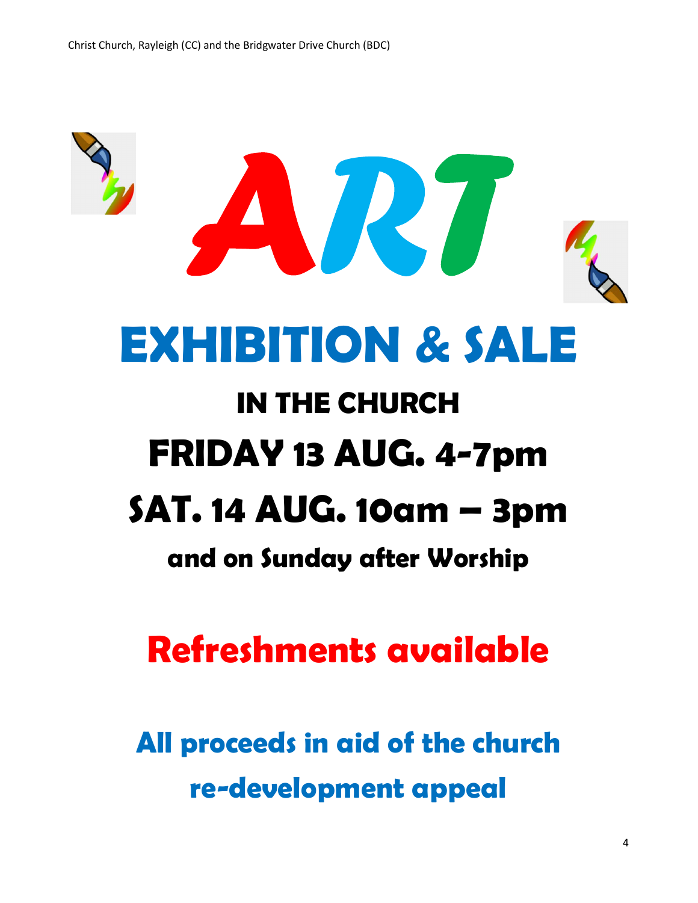# ART

# EXHIBITION & SALE

## IN THE CHURCH

## FRIDAY 13 AUG. 4-7pm

## SAT. 14 AUG. 10am – 3pm

### and on Sunday after Worship

## Refreshments available

### All proceeds in aid of the church re-development appeal